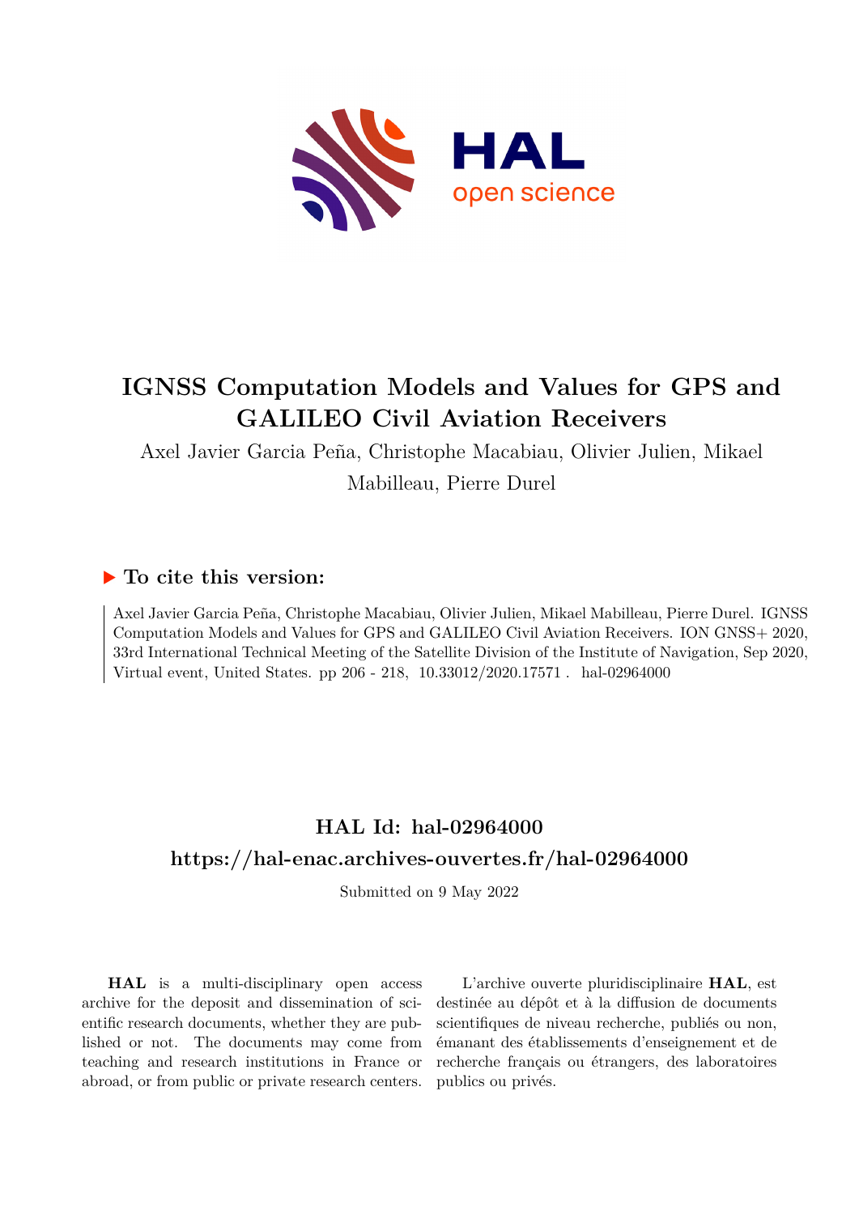# IGNSS Computation Models and Values for GPS and GALILEO Civil Aviation Receivers

Axel Javier Garcia Peña, Christophe Macabiau, Olivier Julien, Mikael Mabilleau, Pierre Durel

## ▶ To cite this version:

Axel Javier Garcia Peña, Christophe Macabiau, Olivier Julien, Mikael Mabilleau, Pierre Durel. IGNSS Computation Models and Values for GPS and GALILEO Civil Aviation Receivers. ION GNSS+ 2020, 33rd International Technical Meeting of the Satellite Division of the Institute of Navigation, Sep 2020, Virtual event, United States. pp 206 - 218, 10.33012/2020.17571 . hal-02964000

## HAL Id: hal-02964000

## https://hal-enac.archives-ouvertes.fr/hal-02964000

Submitted on 9 May 2022

**HAL** is a multi-disciplinary open access archive for the deposit and dissemination of scientific research documents, whether they are published or not. The documents may come from teaching and research institutions in France or abroad, or from public or private research centers.

L'archive ouverte pluridisciplinaire **HAL**, est destinée au dépôt et à la diffusion de documents scientifiques de niveau recherche, publiés ou non, émanant des établissements d'enseignement et de recherche français ou étrangers, des laboratoires publics ou privés.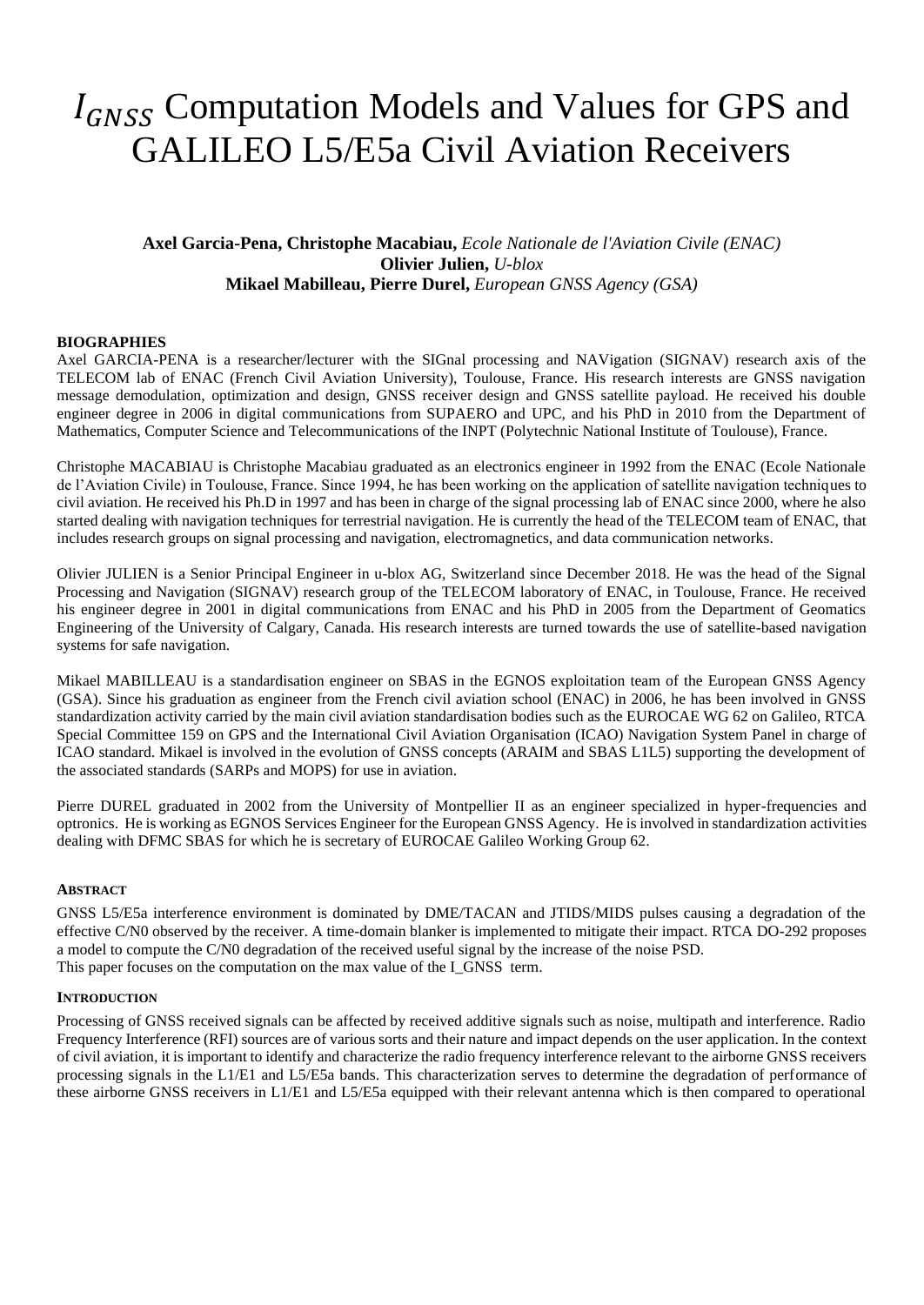# $I_{GNSS}$ Computation Models and Values for GPS and GALILEO L5/E5a Civil Aviation Receivers

**Axel Garcia-Pena, Christophe Macabiau,** *Ecole Nationale de l'Aviation Civile (ENAC)*
**Olivier Julien,** *U-blox*
**Mikael Mabilleau, Pierre Durel,** *European GNSS Agency (GSA)*

## BIOGRAPHIES

Axel GARCIA-PENA is a researcher/lecturer with the SIGnal processing and NAVigation (SIGNAV) research axis of the TELECOM lab of ENAC (French Civil Aviation University), Toulouse, France. His research interests are GNSS navigation message demodulation, optimization and design, GNSS receiver design and GNSS satellite payload. He received his double engineer degree in 2006 in digital communications from SUPAERO and UPC, and his PhD in 2010 from the Department of Mathematics, Computer Science and Telecommunications of the INPT (Polytechnic National Institute of Toulouse), France.

Christophe MACABIAU is Christophe Macabiau graduated as an electronics engineer in 1992 from the ENAC (Ecole Nationale de l'Aviation Civile) in Toulouse, France. Since 1994, he has been working on the application of satellite navigation techniques to civil aviation. He received his Ph.D in 1997 and has been in charge of the signal processing lab of ENAC since 2000, where he also started dealing with navigation techniques for terrestrial navigation. He is currently the head of the TELECOM team of ENAC, that includes research groups on signal processing and navigation, electromagnetics, and data communication networks.

Olivier JULIEN is a Senior Principal Engineer in u-blox AG, Switzerland since December 2018. He was the head of the Signal Processing and Navigation (SIGNAV) research group of the TELECOM laboratory of ENAC, in Toulouse, France. He received his engineer degree in 2001 in digital communications from ENAC and his PhD in 2005 from the Department of Geomatics Engineering of the University of Calgary, Canada. His research interests are turned towards the use of satellite-based navigation systems for safe navigation.

Mikael MABILLEAU is a standardisation engineer on SBAS in the EGNOS exploitation team of the European GNSS Agency (GSA). Since his graduation as engineer from the French civil aviation school (ENAC) in 2006, he has been involved in GNSS standardization activity carried by the main civil aviation standardisation bodies such as the EUROCAE WG 62 on Galileo, RTCA Special Committee 159 on GPS and the International Civil Aviation Organisation (ICAO) Navigation System Panel in charge of ICAO standard. Mikael is involved in the evolution of GNSS concepts (ARAIM and SBAS L1L5) supporting the development of the associated standards (SARPs and MOPS) for use in aviation.

Pierre DUREL graduated in 2002 from the University of Montpellier II as an engineer specialized in hyper-frequencies and optronics. He is working as EGNOS Services Engineer for the European GNSS Agency. He is involved in standardization activities dealing with DFMC SBAS for which he is secretary of EUROCAE Galileo Working Group 62.

## ABSTRACT

GNSS L5/E5a interference environment is dominated by DME/TACAN and JTIDS/MIDS pulses causing a degradation of the effective C/N0 observed by the receiver. A time-domain blanker is implemented to mitigate their impact. RTCA DO-292 proposes a model to compute the C/N0 degradation of the received useful signal by the increase of the noise PSD.
This paper focuses on the computation on the max value of the I_GNSS term.

## INTRODUCTION

Processing of GNSS received signals can be affected by received additive signals such as noise, multipath and interference. Radio Frequency Interference (RFI) sources are of various sorts and their nature and impact depends on the user application. In the context of civil aviation, it is important to identify and characterize the radio frequency interference relevant to the airborne GNSS receivers processing signals in the L1/E1 and L5/E5a bands. This characterization serves to determine the degradation of performance of these airborne GNSS receivers in L1/E1 and L5/E5a equipped with their relevant antenna which is then compared to operational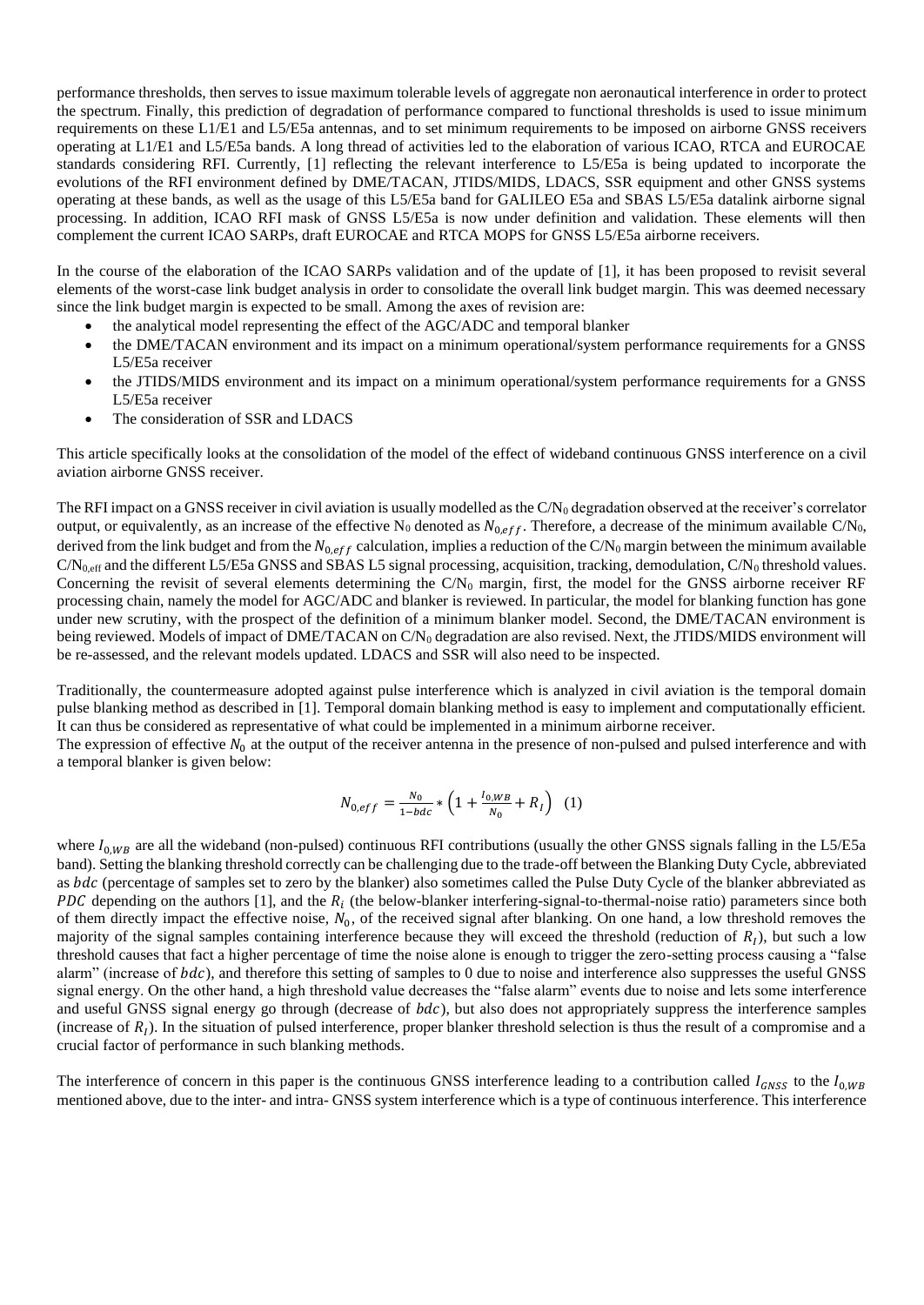performance thresholds, then serves to issue maximum tolerable levels of aggregate non aeronautical interference in order to protect the spectrum. Finally, this prediction of degradation of performance compared to functional thresholds is used to issue minimum requirements on these L1/E1 and L5/E5a antennas, and to set minimum requirements to be imposed on airborne GNSS receivers operating at L1/E1 and L5/E5a bands. A long thread of activities led to the elaboration of various ICAO, RTCA and EUROCAE standards considering RFI. Currently, [1] reflecting the relevant interference to L5/E5a is being updated to incorporate the evolutions of the RFI environment defined by DME/TACAN, JTIDS/MIDS, LDACS, SSR equipment and other GNSS systems operating at these bands, as well as the usage of this L5/E5a band for GALILEO E5a and SBAS L5/E5a datalink airborne signal processing. In addition, ICAO RFI mask of GNSS L5/E5a is now under definition and validation. These elements will then complement the current ICAO SARPs, draft EUROCAE and RTCA MOPS for GNSS L5/E5a airborne receivers.

In the course of the elaboration of the ICAO SARPs validation and of the update of [1], it has been proposed to revisit several elements of the worst-case link budget analysis in order to consolidate the overall link budget margin. This was deemed necessary since the link budget margin is expected to be small. Among the axes of revision are:

- the analytical model representing the effect of the AGC/ADC and temporal blanker
- the DME/TACAN environment and its impact on a minimum operational/system performance requirements for a GNSS L5/E5a receiver
- the JTIDS/MIDS environment and its impact on a minimum operational/system performance requirements for a GNSS L5/E5a receiver
- The consideration of SSR and LDACS

This article specifically looks at the consolidation of the model of the effect of wideband continuous GNSS interference on a civil aviation airborne GNSS receiver.

The RFI impact on a GNSS receiver in civil aviation is usually modelled as the $C/N_0$ degradation observed at the receiver's correlator output, or equivalently, as an increase of the effective $N_0$ denoted as $N_{0,eff}$. Therefore, a decrease of the minimum available $C/N_0$, derived from the link budget and from the $N_{0,eff}$ calculation, implies a reduction of the $C/N_0$ margin between the minimum available $C/N_{0,eff}$ and the different L5/E5a GNSS and SBAS L5 signal processing, acquisition, tracking, demodulation, $C/N_0$ threshold values. Concerning the revisit of several elements determining the $C/N_0$ margin, first, the model for the GNSS airborne receiver RF processing chain, namely the model for AGC/ADC and blanker is reviewed. In particular, the model for blanking function has gone under new scrutiny, with the prospect of the definition of a minimum blanker model. Second, the DME/TACAN environment is being reviewed. Models of impact of DME/TACAN on $C/N_0$ degradation are also revised. Next, the JTIDS/MIDS environment will be re-assessed, and the relevant models updated. LDACS and SSR will also need to be inspected.

Traditionally, the countermeasure adopted against pulse interference which is analyzed in civil aviation is the temporal domain pulse blanking method as described in [1]. Temporal domain blanking method is easy to implement and computationally efficient. It can thus be considered as representative of what could be implemented in a minimum airborne receiver.
The expression of effective $N_0$ at the output of the receiver antenna in the presence of non-pulsed and pulsed interference and with a temporal blanker is given below:

$$N_{0,eff} = \frac{N_0}{1-bdc} * \left(1 + \frac{I_{0,WB}}{N_0} + R_I\right) \quad (1)$$

where $I_{0,WB}$ are all the wideband (non-pulsed) continuous RFI contributions (usually the other GNSS signals falling in the L5/E5a band). Setting the blanking threshold correctly can be challenging due to the trade-off between the Blanking Duty Cycle, abbreviated as $bdc$ (percentage of samples set to zero by the blanker) also sometimes called the Pulse Duty Cycle of the blanker abbreviated as $PDC$ depending on the authors [1], and the $R_i$ (the below-blanker interfering-signal-to-thermal-noise ratio) parameters since both of them directly impact the effective noise, $N_0$, of the received signal after blanking. On one hand, a low threshold removes the majority of the signal samples containing interference because they will exceed the threshold (reduction of $R_I$), but such a low threshold causes that fact a higher percentage of time the noise alone is enough to trigger the zero-setting process causing a "false alarm" (increase of $bdc$), and therefore this setting of samples to 0 due to noise and interference also suppresses the useful GNSS signal energy. On the other hand, a high threshold value decreases the "false alarm" events due to noise and lets some interference and useful GNSS signal energy go through (decrease of $bdc$), but also does not appropriately suppress the interference samples (increase of $R_I$). In the situation of pulsed interference, proper blanker threshold selection is thus the result of a compromise and a crucial factor of performance in such blanking methods.

The interference of concern in this paper is the continuous GNSS interference leading to a contribution called $I_{GNSS}$ to the $I_{0,WB}$ mentioned above, due to the inter- and intra- GNSS system interference which is a type of continuous interference. This interference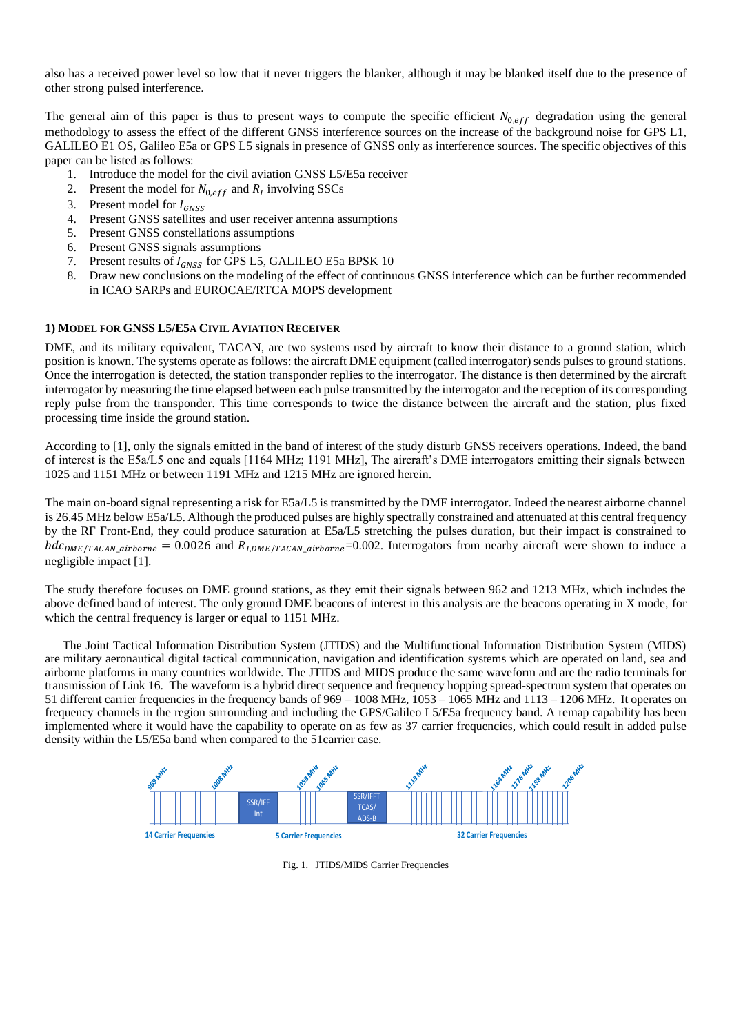also has a received power level so low that it never triggers the blanker, although it may be blanked itself due to the presence of other strong pulsed interference.

The general aim of this paper is thus to present ways to compute the specific efficient $N_{0,eff}$ degradation using the general methodology to assess the effect of the different GNSS interference sources on the increase of the background noise for GPS L1, GALILEO E1 OS, Galileo E5a or GPS L5 signals in presence of GNSS only as interference sources. The specific objectives of this paper can be listed as follows:

1. Introduce the model for the civil aviation GNSS L5/E5a receiver
2. Present the model for $N_{0,eff}$ and $R_I$ involving SSCs
3. Present model for $I_{GNSS}$
4. Present GNSS satellites and user receiver antenna assumptions
5. Present GNSS constellations assumptions
6. Present GNSS signals assumptions
7. Present results of $I_{GNSS}$ for GPS L5, GALILEO E5a BPSK 10
8. Draw new conclusions on the modeling of the effect of continuous GNSS interference which can be further recommended in ICAO SARPs and EUROCAE/RTCA MOPS development

### 1) Model for GNSS L5/E5a Civil Aviation Receiver

DME, and its military equivalent, TACAN, are two systems used by aircraft to know their distance to a ground station, which position is known. The systems operate as follows: the aircraft DME equipment (called interrogator) sends pulses to ground stations. Once the interrogation is detected, the station transponder replies to the interrogator. The distance is then determined by the aircraft interrogator by measuring the time elapsed between each pulse transmitted by the interrogator and the reception of its corresponding reply pulse from the transponder. This time corresponds to twice the distance between the aircraft and the station, plus fixed processing time inside the ground station.

According to [1], only the signals emitted in the band of interest of the study disturb GNSS receivers operations. Indeed, the band of interest is the E5a/L5 one and equals [1164 MHz; 1191 MHz], The aircraft's DME interrogators emitting their signals between 1025 and 1151 MHz or between 1191 MHz and 1215 MHz are ignored herein.

The main on-board signal representing a risk for E5a/L5 is transmitted by the DME interrogator. Indeed the nearest airborne channel is 26.45 MHz below E5a/L5. Although the produced pulses are highly spectrally constrained and attenuated at this central frequency by the RF Front-End, they could produce saturation at E5a/L5 stretching the pulses duration, but their impact is constrained to $bdc_{DME/TACAN\_airborne} = 0.0026$ and $R_{I,DME/TACAN\_airborne}$=0.002. Interrogators from nearby aircraft were shown to induce a negligible impact [1].

The study therefore focuses on DME ground stations, as they emit their signals between 962 and 1213 MHz, which includes the above defined band of interest. The only ground DME beacons of interest in this analysis are the beacons operating in X mode, for which the central frequency is larger or equal to 1151 MHz.

The Joint Tactical Information Distribution System (JTIDS) and the Multifunctional Information Distribution System (MIDS) are military aeronautical digital tactical communication, navigation and identification systems which are operated on land, sea and airborne platforms in many countries worldwide. The JTIDS and MIDS produce the same waveform and are the radio terminals for transmission of Link 16. The waveform is a hybrid direct sequence and frequency hopping spread-spectrum system that operates on 51 different carrier frequencies in the frequency bands of 969 – 1008 MHz, 1053 – 1065 MHz and 1113 – 1206 MHz. It operates on frequency channels in the region surrounding and including the GPS/Galileo L5/E5a frequency band. A remap capability has been implemented where it would have the capability to operate on as few as 37 carrier frequencies, which could result in added pulse density within the L5/E5a band when compared to the 51carrier case.

Fig. 1. JTIDS/MIDS Carrier Frequencies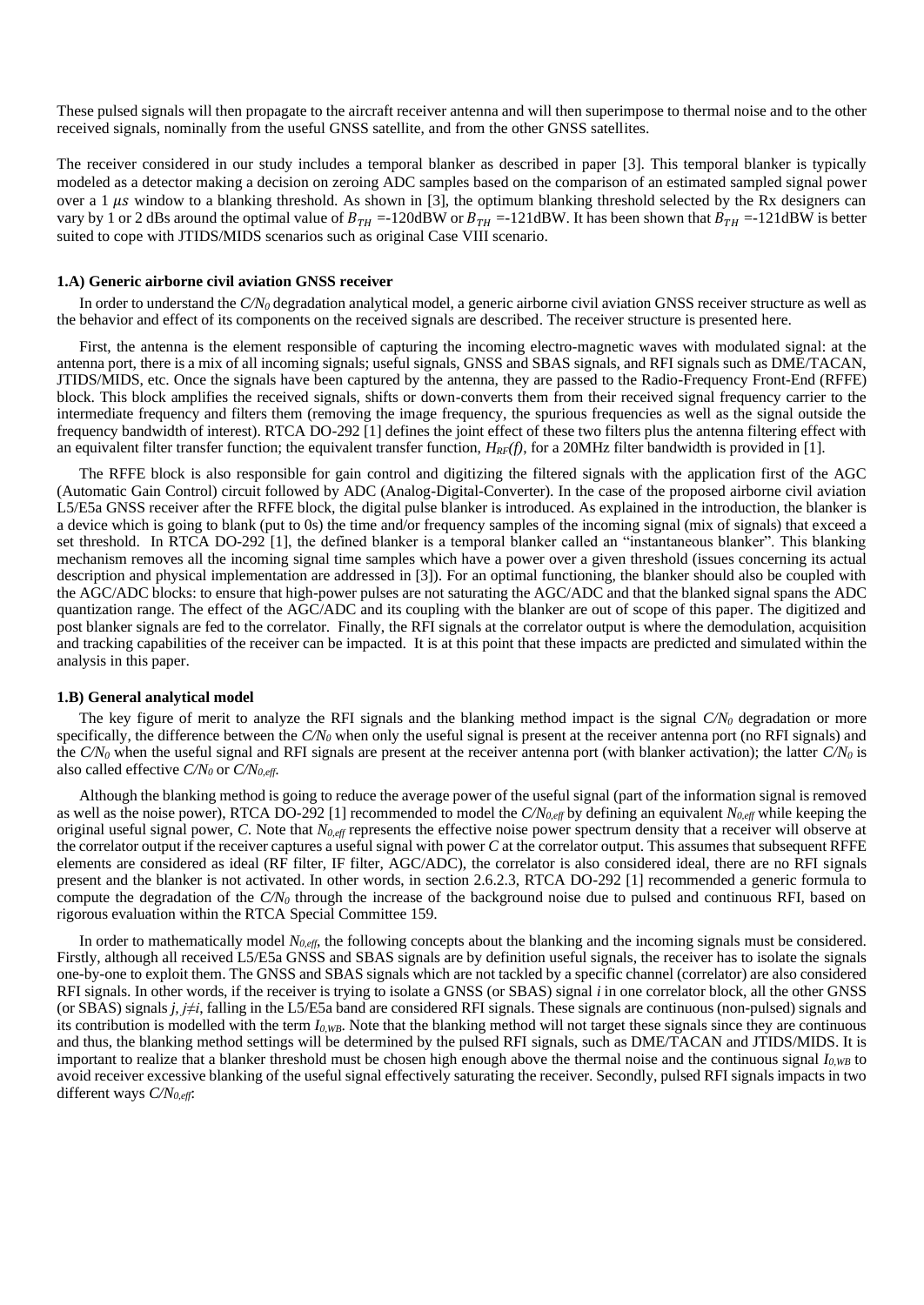These pulsed signals will then propagate to the aircraft receiver antenna and will then superimpose to thermal noise and to the other received signals, nominally from the useful GNSS satellite, and from the other GNSS satellites.

The receiver considered in our study includes a temporal blanker as described in paper [3]. This temporal blanker is typically modeled as a detector making a decision on zeroing ADC samples based on the comparison of an estimated sampled signal power over a 1 $\mu s$ window to a blanking threshold. As shown in [3], the optimum blanking threshold selected by the Rx designers can vary by 1 or 2 dBs around the optimal value of $B_{TH}$ =-120dBW or $B_{TH}$ =-121dBW. It has been shown that $B_{TH}$ =-121dBW is better suited to cope with JTIDS/MIDS scenarios such as original Case VIII scenario.

### 1.A) Generic airborne civil aviation GNSS receiver

In order to understand the $C/N_0$ degradation analytical model, a generic airborne civil aviation GNSS receiver structure as well as the behavior and effect of its components on the received signals are described. The receiver structure is presented here.

First, the antenna is the element responsible of capturing the incoming electro-magnetic waves with modulated signal: at the antenna port, there is a mix of all incoming signals; useful signals, GNSS and SBAS signals, and RFI signals such as DME/TACAN, JTIDS/MIDS, etc. Once the signals have been captured by the antenna, they are passed to the Radio-Frequency Front-End (RFFE) block. This block amplifies the received signals, shifts or down-converts them from their received signal frequency carrier to the intermediate frequency and filters them (removing the image frequency, the spurious frequencies as well as the signal outside the frequency bandwidth of interest). RTCA DO-292 [1] defines the joint effect of these two filters plus the antenna filtering effect with an equivalent filter transfer function; the equivalent transfer function, $H_{RF}(f)$, for a 20MHz filter bandwidth is provided in [1].

The RFFE block is also responsible for gain control and digitizing the filtered signals with the application first of the AGC (Automatic Gain Control) circuit followed by ADC (Analog-Digital-Converter). In the case of the proposed airborne civil aviation L5/E5a GNSS receiver after the RFFE block, the digital pulse blanker is introduced. As explained in the introduction, the blanker is a device which is going to blank (put to 0s) the time and/or frequency samples of the incoming signal (mix of signals) that exceed a set threshold. In RTCA DO-292 [1], the defined blanker is a temporal blanker called an "instantaneous blanker". This blanking mechanism removes all the incoming signal time samples which have a power over a given threshold (issues concerning its actual description and physical implementation are addressed in [3]). For an optimal functioning, the blanker should also be coupled with the AGC/ADC blocks: to ensure that high-power pulses are not saturating the AGC/ADC and that the blanked signal spans the ADC quantization range. The effect of the AGC/ADC and its coupling with the blanker are out of scope of this paper. The digitized and post blanker signals are fed to the correlator. Finally, the RFI signals at the correlator output is where the demodulation, acquisition and tracking capabilities of the receiver can be impacted. It is at this point that these impacts are predicted and simulated within the analysis in this paper.

### 1.B) General analytical model

The key figure of merit to analyze the RFI signals and the blanking method impact is the signal $C/N_0$ degradation or more specifically, the difference between the $C/N_0$ when only the useful signal is present at the receiver antenna port (no RFI signals) and the $C/N_0$ when the useful signal and RFI signals are present at the receiver antenna port (with blanker activation); the latter $C/N_0$ is also called effective $C/N_0$ or $C/N_{0,eff}$.

Although the blanking method is going to reduce the average power of the useful signal (part of the information signal is removed as well as the noise power), RTCA DO-292 [1] recommended to model the $C/N_{0,eff}$ by defining an equivalent $N_{0,eff}$ while keeping the original useful signal power, $C$. Note that $N_{0,eff}$ represents the effective noise power spectrum density that a receiver will observe at the correlator output if the receiver captures a useful signal with power $C$ at the correlator output. This assumes that subsequent RFFE elements are considered as ideal (RF filter, IF filter, AGC/ADC), the correlator is also considered ideal, there are no RFI signals present and the blanker is not activated. In other words, in section 2.6.2.3, RTCA DO-292 [1] recommended a generic formula to compute the degradation of the $C/N_0$ through the increase of the background noise due to pulsed and continuous RFI, based on rigorous evaluation within the RTCA Special Committee 159.

In order to mathematically model $N_{0,eff}$, the following concepts about the blanking and the incoming signals must be considered. Firstly, although all received L5/E5a GNSS and SBAS signals are by definition useful signals, the receiver has to isolate the signals one-by-one to exploit them. The GNSS and SBAS signals which are not tackled by a specific channel (correlator) are also considered RFI signals. In other words, if the receiver is trying to isolate a GNSS (or SBAS) signal $i$ in one correlator block, all the other GNSS (or SBAS) signals $j$, $j\neq i$, falling in the L5/E5a band are considered RFI signals. These signals are continuous (non-pulsed) signals and its contribution is modelled with the term $I_{0,WB}$. Note that the blanking method will not target these signals since they are continuous and thus, the blanking method settings will be determined by the pulsed RFI signals, such as DME/TACAN and JTIDS/MIDS. It is important to realize that a blanker threshold must be chosen high enough above the thermal noise and the continuous signal $I_{0,WB}$ to avoid receiver excessive blanking of the useful signal effectively saturating the receiver. Secondly, pulsed RFI signals impacts in two different ways $C/N_{0,eff}$: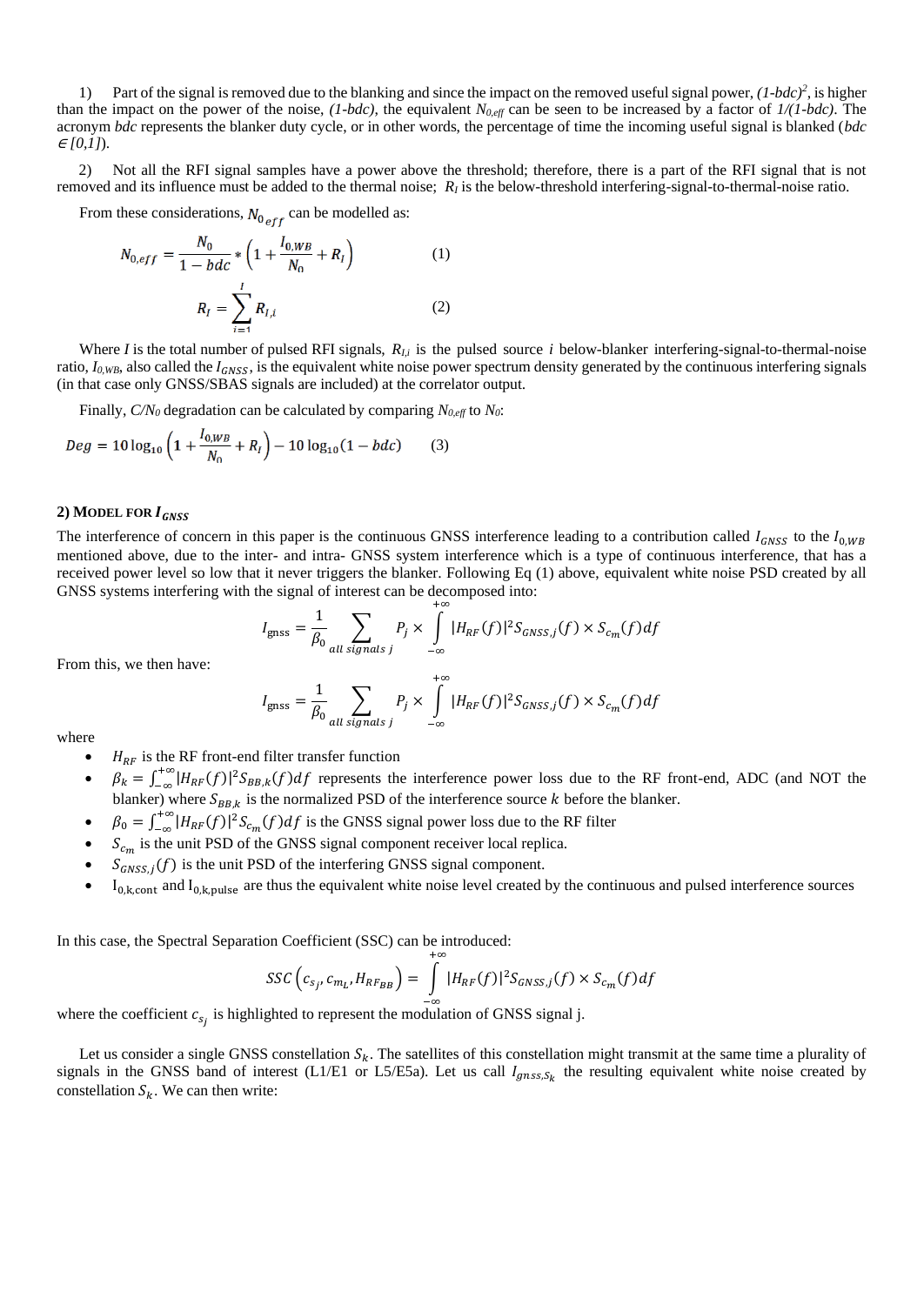1) Part of the signal is removed due to the blanking and since the impact on the removed useful signal power, $(1\text{-}bdc)^2$, is higher than the impact on the power of the noise, $(1\text{-}bdc)$, the equivalent $N_{0,eff}$ can be seen to be increased by a factor of $1/(1\text{-}bdc)$. The acronym *bdc* represents the blanker duty cycle, or in other words, the percentage of time the incoming useful signal is blanked ($bdc \in [0,1]$).

2) Not all the RFI signal samples have a power above the threshold; therefore, there is a part of the RFI signal that is not removed and its influence must be added to the thermal noise; $R_I$ is the below-threshold interfering-signal-to-thermal-noise ratio.

From these considerations, $N_{0_{eff}}$ can be modelled as:

$$N_{0,eff} = \frac{N_0}{1-bdc} * \left(1 + \frac{I_{0,WB}}{N_0} + R_I\right) \qquad (1)$$

$$R_I = \sum_{i=1}^{I} R_{I,i} \qquad (2)$$

Where $I$ is the total number of pulsed RFI signals, $R_{I,i}$ is the pulsed source $i$ below-blanker interfering-signal-to-thermal-noise ratio, $I_{0,WB}$, also called the $I_{GNSS}$, is the equivalent white noise power spectrum density generated by the continuous interfering signals (in that case only GNSS/SBAS signals are included) at the correlator output.

Finally, $C/N_0$ degradation can be calculated by comparing $N_{0,eff}$ to $N_0$:

$$Deg = 10\log_{10}\left(1 + \frac{I_{0,WB}}{N_0} + R_I\right) - 10\log_{10}(1 - bdc) \qquad (3)$$

### 2) MODEL FOR $I_{GNSS}$

The interference of concern in this paper is the continuous GNSS interference leading to a contribution called $I_{GNSS}$ to the $I_{0,WB}$ mentioned above, due to the inter- and intra- GNSS system interference which is a type of continuous interference, that has a received power level so low that it never triggers the blanker. Following Eq (1) above, equivalent white noise PSD created by all GNSS systems interfering with the signal of interest can be decomposed into:

$$I_{\text{gnss}} = \frac{1}{\beta_0} \sum_{all\ signals\ j} P_j \times \int_{-\infty}^{+\infty} |H_{RF}(f)|^2 S_{GNSS,j}(f) \times S_{c_m}(f) df$$

From this, we then have:

$$I_{\text{gnss}} = \frac{1}{\beta_0} \sum_{all\ signals\ j} P_j \times \int_{-\infty}^{+\infty} |H_{RF}(f)|^2 S_{GNSS,j}(f) \times S_{c_m}(f) df$$

where

- $H_{RF}$ is the RF front-end filter transfer function
- $\beta_k = \int_{-\infty}^{+\infty} |H_{RF}(f)|^2 S_{BB,k}(f) df$ represents the interference power loss due to the RF front-end, ADC (and NOT the blanker) where $S_{BB,k}$ is the normalized PSD of the interference source $k$ before the blanker.
- $\beta_0 = \int_{-\infty}^{+\infty} |H_{RF}(f)|^2 S_{c_m}(f) df$ is the GNSS signal power loss due to the RF filter
- $S_{c_m}$ is the unit PSD of the GNSS signal component receiver local replica.
- $S_{GNSS,j}(f)$ is the unit PSD of the interfering GNSS signal component.
- $I_{0,k,\text{cont}}$ and $I_{0,k,\text{pulse}}$ are thus the equivalent white noise level created by the continuous and pulsed interference sources

In this case, the Spectral Separation Coefficient (SSC) can be introduced:

$$SSC\left(c_{s_j}, c_{m_L}, H_{RF_{BB}}\right) = \int_{-\infty}^{+\infty} |H_{RF}(f)|^2 S_{GNSS,j}(f) \times S_{c_m}(f) df$$

where the coefficient $c_{s_j}$ is highlighted to represent the modulation of GNSS signal j.

Let us consider a single GNSS constellation $S_k$. The satellites of this constellation might transmit at the same time a plurality of signals in the GNSS band of interest (L1/E1 or L5/E5a). Let us call $I_{gnss,S_k}$ the resulting equivalent white noise created by constellation $S_k$. We can then write: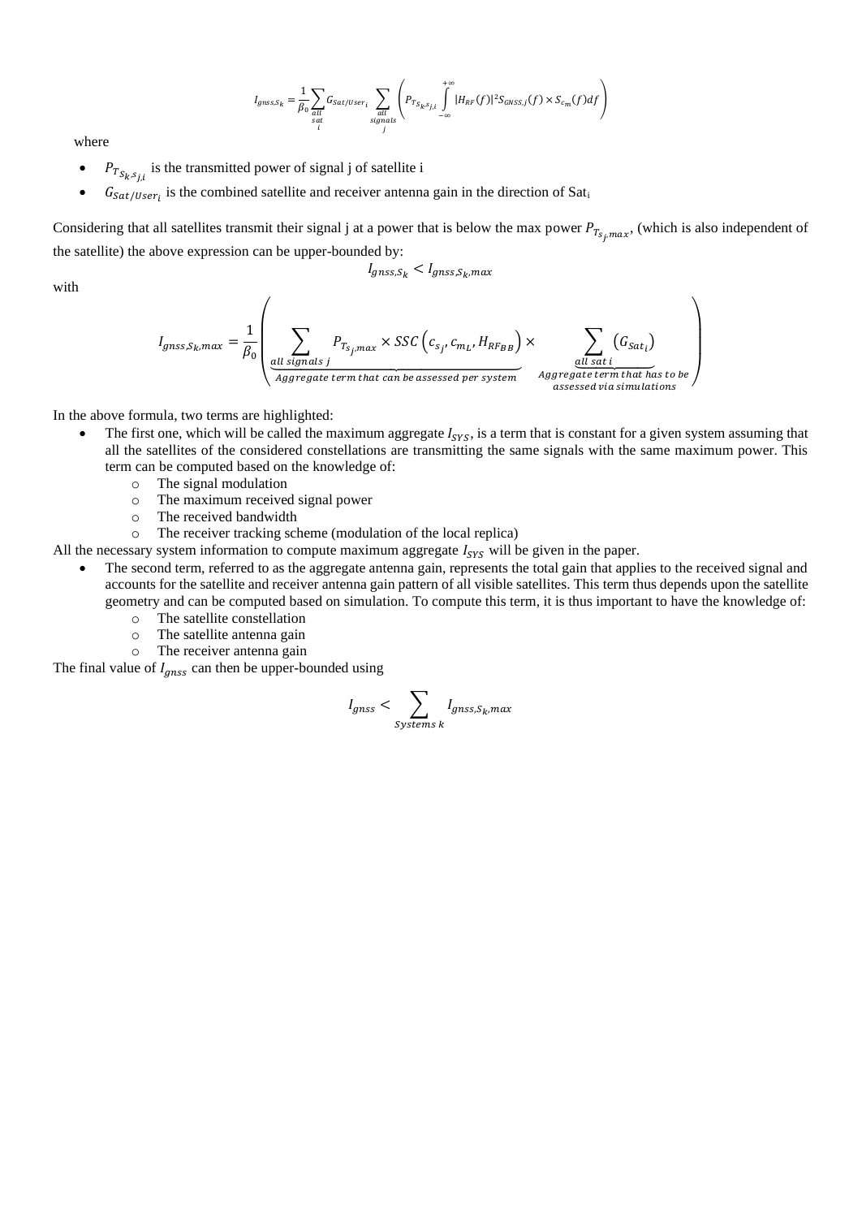$$I_{gnss,S_k} = \frac{1}{\beta_0} \sum_{\substack{all \\ sat \\ i}} G_{Sat/User_i} \sum_{\substack{all \\ signals \\ j}} \left( P_{T_{S_k,s_{j,i}}} \int_{-\infty}^{+\infty} |H_{RF}(f)|^2 S_{GNSS,j}(f) \times S_{c_m}(f) df \right)$$

where

- $P_{T_{S_k,s_{j,i}}}$ is the transmitted power of signal j of satellite i
- $G_{Sat/User_i}$ is the combined satellite and receiver antenna gain in the direction of $Sat_i$

Considering that all satellites transmit their signal j at a power that is below the max power $P_{T_{s_j},max}$, (which is also independent of the satellite) the above expression can be upper-bounded by:

$$I_{gnss,S_k} < I_{gnss,S_k,max}$$

with

$$I_{gnss,S_k,max} = \frac{1}{\beta_0} \left( \underbrace{\sum_{all\ signals\ j} P_{T_{s_j},max} \times SSC\left(c_{s_j}, c_{m_L}, H_{RF_{BB}}\right)}_{Aggregate\ term\ that\ can\ be\ assessed\ per\ system} \times \underbrace{\sum_{all\ sat\ i} \left(G_{Sat_i}\right)}_{\substack{Aggregate\ term\ that\ has\ to\ be \\ assessed\ via\ simulations}} \right)$$

In the above formula, two terms are highlighted:

- The first one, which will be called the maximum aggregate $I_{SYS}$, is a term that is constant for a given system assuming that all the satellites of the considered constellations are transmitting the same signals with the same maximum power. This term can be computed based on the knowledge of:
  - The signal modulation
  - The maximum received signal power
  - The received bandwidth
  - The receiver tracking scheme (modulation of the local replica)

All the necessary system information to compute maximum aggregate $I_{SYS}$ will be given in the paper.

- The second term, referred to as the aggregate antenna gain, represents the total gain that applies to the received signal and accounts for the satellite and receiver antenna gain pattern of all visible satellites. This term thus depends upon the satellite geometry and can be computed based on simulation. To compute this term, it is thus important to have the knowledge of:
  - The satellite constellation
  - The satellite antenna gain
  - The receiver antenna gain

The final value of $I_{gnss}$ can then be upper-bounded using

$$I_{gnss} < \sum_{Systems\ k} I_{gnss,S_k,max}$$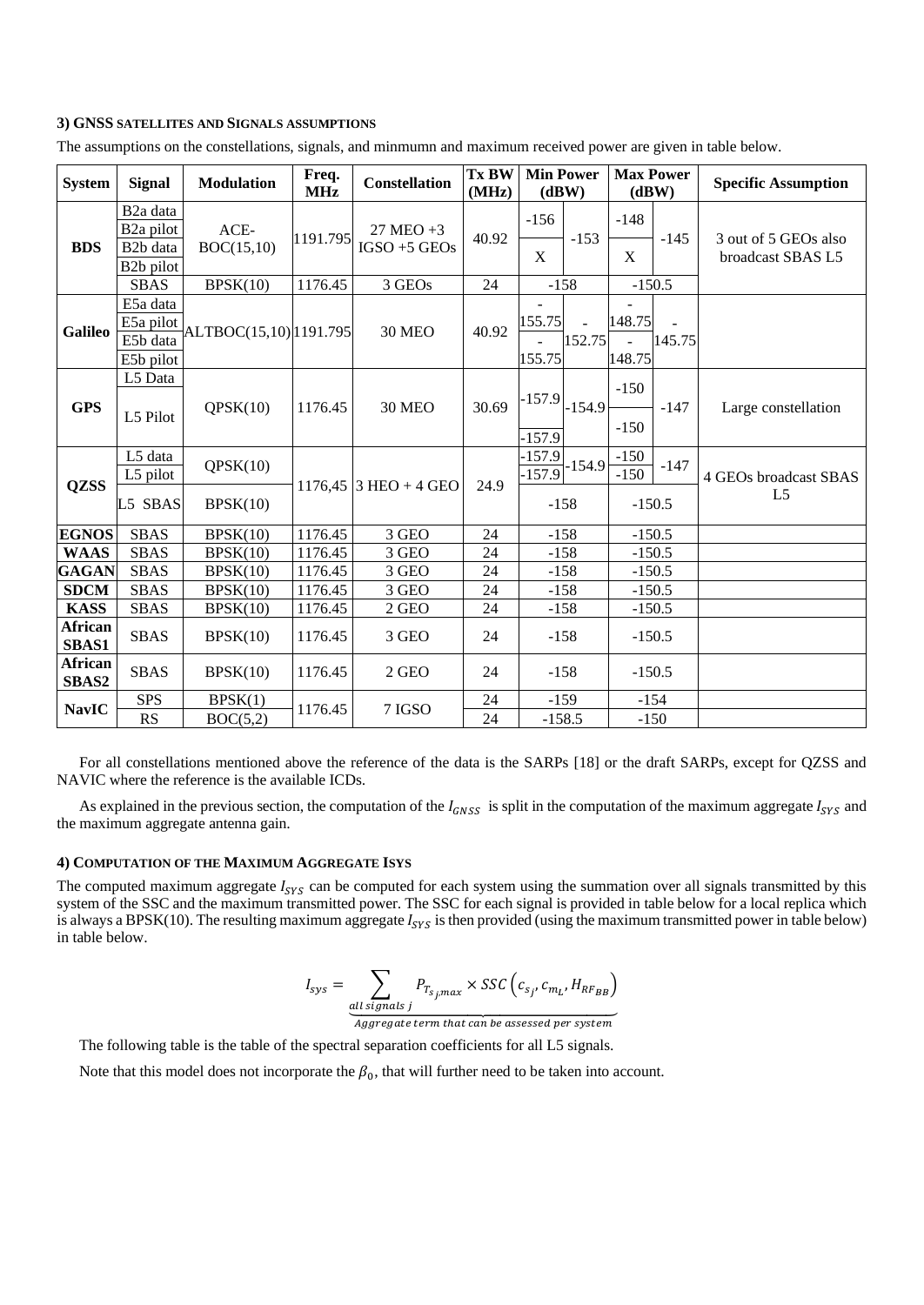#### 3) GNSS satellites and Signals assumptions

The assumptions on the constellations, signals, and minmumn and maximum received power are given in table below.

| System | Signal | Modulation | Freq. MHz | Constellation | Tx BW (MHz) | Min Power (dBW) | | Max Power (dBW) | | Specific Assumption |
|---|---|---|---|---|---|---|---|---|---|---|
| BDS | B2a data | ACE-BOC(15,10) | 1191.795 | 27 MEO +3 IGSO +5 GEOs | 40.92 | -156 | -153 | -148 | -145 | 3 out of 5 GEOs also broadcast SBAS L5 |
| | B2a pilot | | | | | | | | | |
| | B2b data | | | | | X | | X | | |
| | B2b pilot | | | | | | | | | |
| | SBAS | BPSK(10) | 1176.45 | 3 GEOs | 24 | -158 | | -150.5 | | |
| Galileo | E5a data | ALTBOC(15,10) | 1191.795 | 30 MEO | 40.92 | -155.75 | -152.75 | -148.75 | -145.75 | |
| | E5a pilot | | | | | | | | | |
| | E5b data | | | | | -155.75 | | -148.75 | | |
| | E5b pilot | | | | | | | | | |
| GPS | L5 Data | QPSK(10) | 1176.45 | 30 MEO | 30.69 | -157.9 | -154.9 | -150 | -147 | Large constellation |
| | L5 Pilot | | | | | -157.9 | | -150 | | |
| QZSS | L5 data | QPSK(10) | 1176,45 | 3 HEO + 4 GEO | 24.9 | -157.9 | -154.9 | -150 | -147 | 4 GEOs broadcast SBAS L5 |
| | L5 pilot | | | | | -157.9 | | -150 | | |
| | L5 SBAS | BPSK(10) | | | | -158 | | -150.5 | | |
| EGNOS | SBAS | BPSK(10) | 1176.45 | 3 GEO | 24 | -158 | | -150.5 | | |
| WAAS | SBAS | BPSK(10) | 1176.45 | 3 GEO | 24 | -158 | | -150.5 | | |
| GAGAN | SBAS | BPSK(10) | 1176.45 | 3 GEO | 24 | -158 | | -150.5 | | |
| SDCM | SBAS | BPSK(10) | 1176.45 | 3 GEO | 24 | -158 | | -150.5 | | |
| KASS | SBAS | BPSK(10) | 1176.45 | 2 GEO | 24 | -158 | | -150.5 | | |
| African SBAS1 | SBAS | BPSK(10) | 1176.45 | 3 GEO | 24 | -158 | | -150.5 | | |
| African SBAS2 | SBAS | BPSK(10) | 1176.45 | 2 GEO | 24 | -158 | | -150.5 | | |
| NavIC | SPS | BPSK(1) | 1176.45 | 7 IGSO | 24 | -159 | | -154 | | |
| | RS | BOC(5,2) | | | 24 | -158.5 | | -150 | | |

For all constellations mentioned above the reference of the data is the SARPs [18] or the draft SARPs, except for QZSS and NAVIC where the reference is the available ICDs.

As explained in the previous section, the computation of the $I_{GNSS}$ is split in the computation of the maximum aggregate $I_{SYS}$ and the maximum aggregate antenna gain.

#### 4) Computation of the Maximum Aggregate Isys

The computed maximum aggregate $I_{SYS}$ can be computed for each system using the summation over all signals transmitted by this system of the SSC and the maximum transmitted power. The SSC for each signal is provided in table below for a local replica which is always a BPSK(10). The resulting maximum aggregate $I_{SYS}$ is then provided (using the maximum transmitted power in table below) in table below.

$$I_{sys} = \underbrace{\sum_{all\ signals\ j} P_{T_{s_j},max} \times SSC\left(c_{s_j}, c_{m_L}, H_{RF_{BB}}\right)}_{Aggregate\ term\ that\ can\ be\ assessed\ per\ system}$$

The following table is the table of the spectral separation coefficients for all L5 signals.

Note that this model does not incorporate the $\beta_0$, that will further need to be taken into account.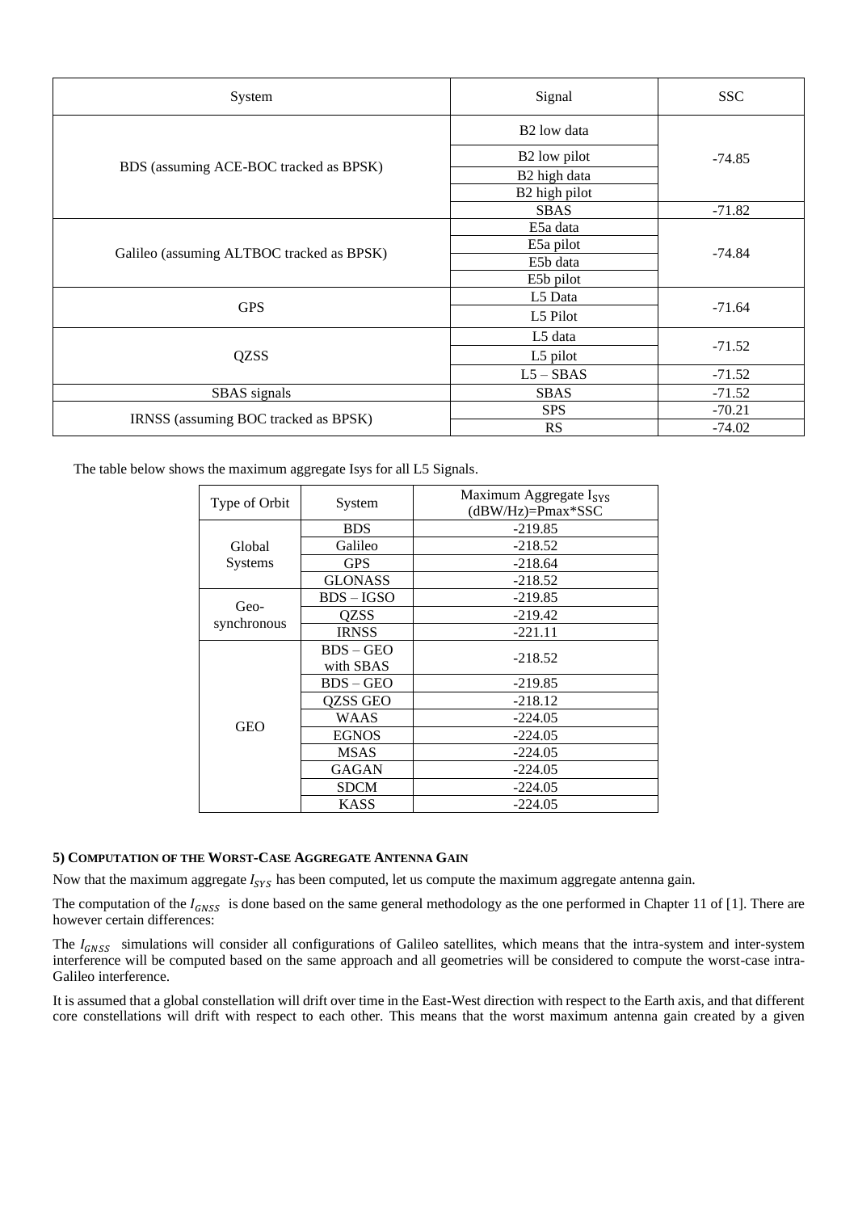| System | Signal | SSC |
|---|---|---|
| BDS (assuming ACE-BOC tracked as BPSK) | B2 low data | -74.85 |
| | B2 low pilot | |
| | B2 high data | |
| | B2 high pilot | |
| | SBAS | -71.82 |
| Galileo (assuming ALTBOC tracked as BPSK) | E5a data | -74.84 |
| | E5a pilot | |
| | E5b data | |
| | E5b pilot | |
| GPS | L5 Data | -71.64 |
| | L5 Pilot | |
| QZSS | L5 data | -71.52 |
| | L5 pilot | |
| | L5 – SBAS | -71.52 |
| SBAS signals | SBAS | -71.52 |
| IRNSS (assuming BOC tracked as BPSK) | SPS | -70.21 |
| | RS | -74.02 |

The table below shows the maximum aggregate Isys for all L5 Signals.

| Type of Orbit | System | Maximum Aggregate $I_{SYS}$ (dBW/Hz)=Pmax*SSC |
|---|---|---|
| Global Systems | BDS | -219.85 |
| | Galileo | -218.52 |
| | GPS | -218.64 |
| | GLONASS | -218.52 |
| Geo-synchronous | BDS – IGSO | -219.85 |
| | QZSS | -219.42 |
| | IRNSS | -221.11 |
| GEO | BDS – GEO with SBAS | -218.52 |
| | BDS – GEO | -219.85 |
| | QZSS GEO | -218.12 |
| | WAAS | -224.05 |
| | EGNOS | -224.05 |
| | MSAS | -224.05 |
| | GAGAN | -224.05 |
| | SDCM | -224.05 |
| | KASS | -224.05 |

#### 5) Computation of the Worst-Case Aggregate Antenna Gain

Now that the maximum aggregate $I_{SYS}$ has been computed, let us compute the maximum aggregate antenna gain.

The computation of the $I_{GNSS}$ is done based on the same general methodology as the one performed in Chapter 11 of [1]. There are however certain differences:

The $I_{GNSS}$ simulations will consider all configurations of Galileo satellites, which means that the intra-system and inter-system interference will be computed based on the same approach and all geometries will be considered to compute the worst-case intra-Galileo interference.

It is assumed that a global constellation will drift over time in the East-West direction with respect to the Earth axis, and that different core constellations will drift with respect to each other. This means that the worst maximum antenna gain created by a given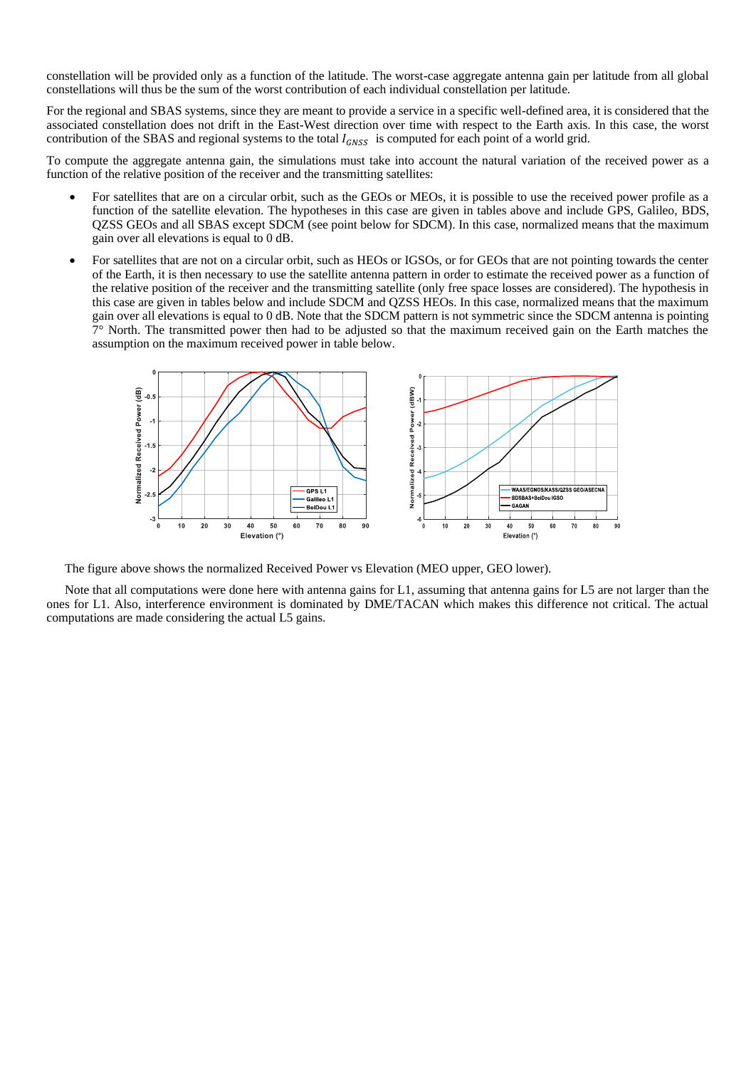constellation will be provided only as a function of the latitude. The worst-case aggregate antenna gain per latitude from all global constellations will thus be the sum of the worst contribution of each individual constellation per latitude.

For the regional and SBAS systems, since they are meant to provide a service in a specific well-defined area, it is considered that the associated constellation does not drift in the East-West direction over time with respect to the Earth axis. In this case, the worst contribution of the SBAS and regional systems to the total $I_{GNSS}$ is computed for each point of a world grid.

To compute the aggregate antenna gain, the simulations must take into account the natural variation of the received power as a function of the relative position of the receiver and the transmitting satellites:

- For satellites that are on a circular orbit, such as the GEOs or MEOs, it is possible to use the received power profile as a function of the satellite elevation. The hypotheses in this case are given in tables above and include GPS, Galileo, BDS, QZSS GEOs and all SBAS except SDCM (see point below for SDCM). In this case, normalized means that the maximum gain over all elevations is equal to 0 dB.
- For satellites that are not on a circular orbit, such as HEOs or IGSOs, or for GEOs that are not pointing towards the center of the Earth, it is then necessary to use the satellite antenna pattern in order to estimate the received power as a function of the relative position of the receiver and the transmitting satellite (only free space losses are considered). The hypothesis in this case are given in tables below and include SDCM and QZSS HEOs. In this case, normalized means that the maximum gain over all elevations is equal to 0 dB. Note that the SDCM pattern is not symmetric since the SDCM antenna is pointing 7° North. The transmitted power then had to be adjusted so that the maximum received gain on the Earth matches the assumption on the maximum received power in table below.

The figure above shows the normalized Received Power vs Elevation (MEO upper, GEO lower).

Note that all computations were done here with antenna gains for L1, assuming that antenna gains for L5 are not larger than the ones for L1. Also, interference environment is dominated by DME/TACAN which makes this difference not critical. The actual computations are made considering the actual L5 gains.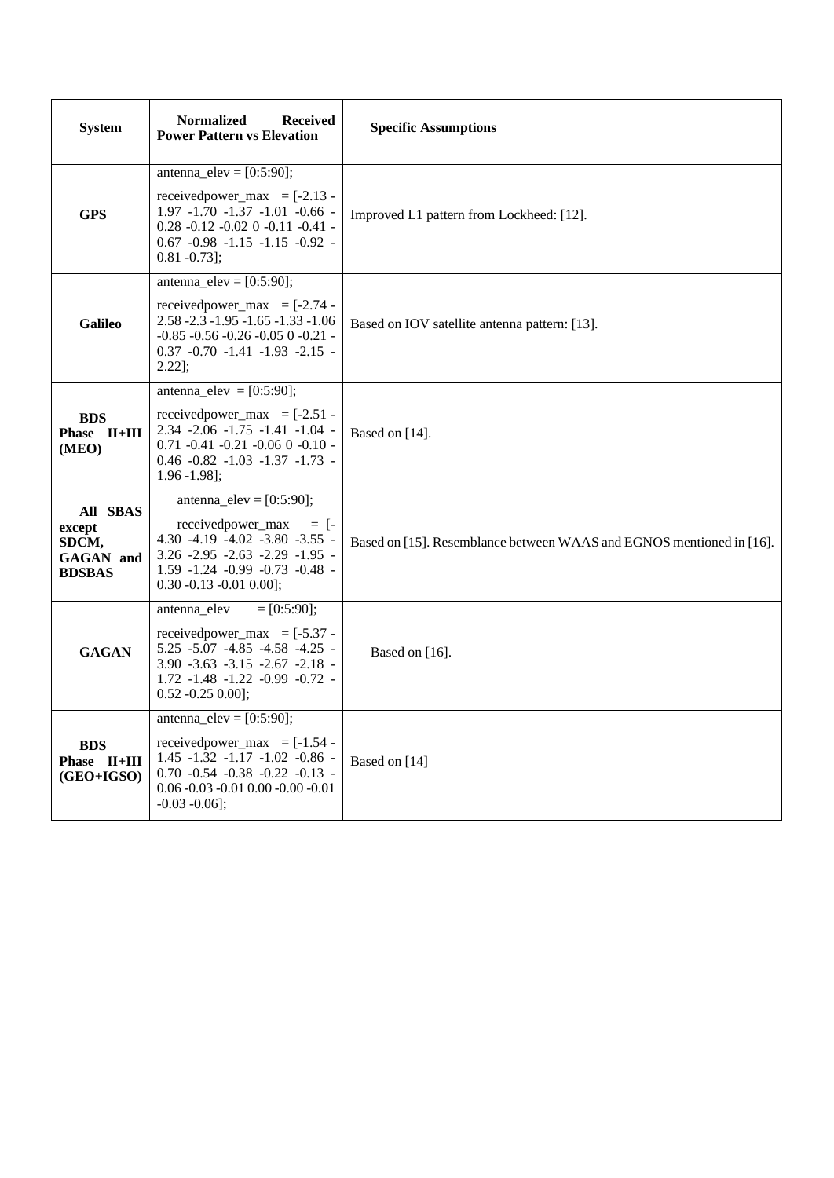| System | Normalized Received Power Pattern vs Elevation | Specific Assumptions |
|---|---|---|
| **GPS** | antenna_elev = [0:5:90]; receivedpower_max = [-2.13 -1.97 -1.70 -1.37 -1.01 -0.66 -0.28 -0.12 -0.02 0 -0.11 -0.41 -0.67 -0.98 -1.15 -1.15 -0.92 -0.81 -0.73]; | Improved L1 pattern from Lockheed: [12]. |
| **Galileo** | antenna_elev = [0:5:90]; receivedpower_max = [-2.74 -2.58 -2.3 -1.95 -1.65 -1.33 -1.06 -0.85 -0.56 -0.26 -0.05 0 -0.21 -0.37 -0.70 -1.41 -1.93 -2.15 -2.22]; | Based on IOV satellite antenna pattern: [13]. |
| **BDS Phase II+III (MEO)** | antenna_elev = [0:5:90]; receivedpower_max = [-2.51 -2.34 -2.06 -1.75 -1.41 -1.04 -0.71 -0.41 -0.21 -0.06 0 -0.10 -0.46 -0.82 -1.03 -1.37 -1.73 -1.96 -1.98]; | Based on [14]. |
| **All SBAS except SDCM, GAGAN and BDSBAS** | antenna_elev = [0:5:90]; receivedpower_max = [-4.30 -4.19 -4.02 -3.80 -3.55 -3.26 -2.95 -2.63 -2.29 -1.95 -1.59 -1.24 -0.99 -0.73 -0.48 -0.30 -0.13 -0.01 0.00]; | Based on [15]. Resemblance between WAAS and EGNOS mentioned in [16]. |
| **GAGAN** | antenna_elev = [0:5:90]; receivedpower_max = [-5.37 -5.25 -5.07 -4.85 -4.58 -4.25 -3.90 -3.63 -3.15 -2.67 -2.18 -1.72 -1.48 -1.22 -0.99 -0.72 -0.52 -0.25 0.00]; | Based on [16]. |
| **BDS Phase II+III (GEO+IGSO)** | antenna_elev = [0:5:90]; receivedpower_max = [-1.54 -1.45 -1.32 -1.17 -1.02 -0.86 -0.70 -0.54 -0.38 -0.22 -0.13 -0.06 -0.03 -0.01 0.00 -0.00 -0.01 -0.03 -0.06]; | Based on [14] |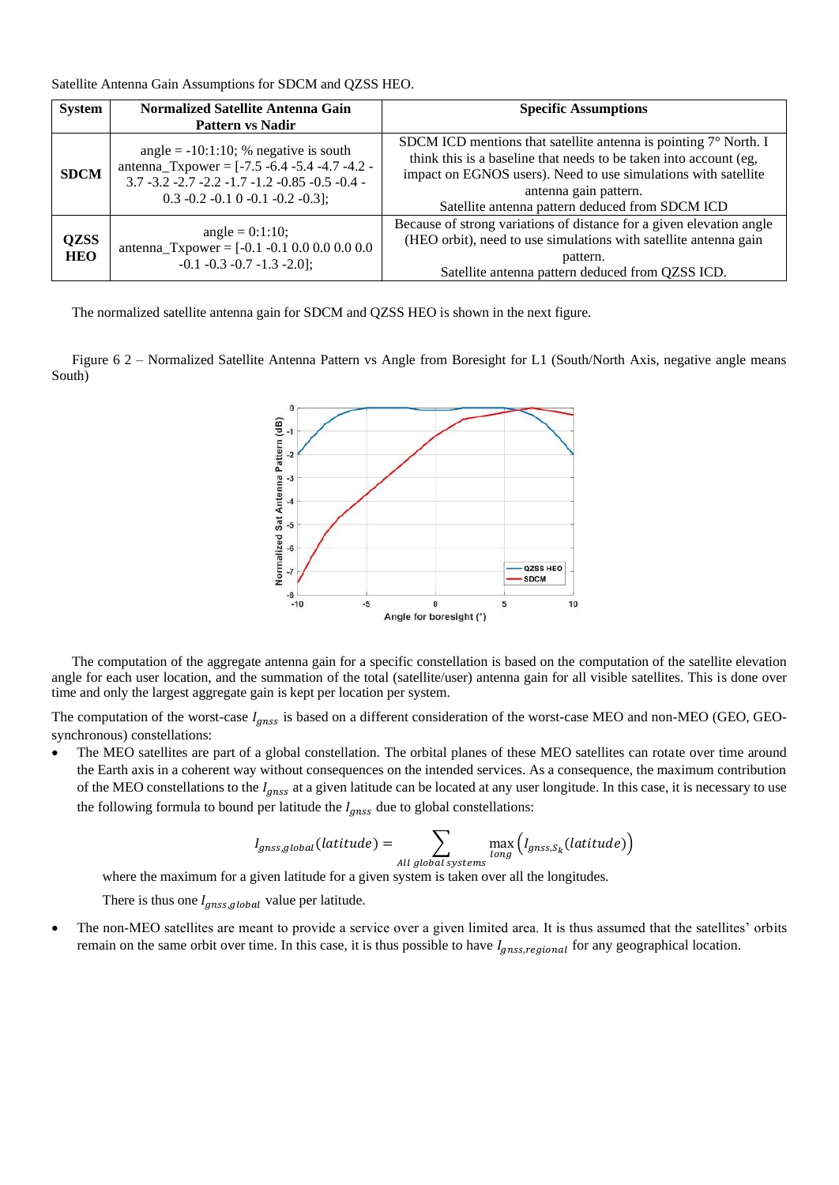Satellite Antenna Gain Assumptions for SDCM and QZSS HEO.

| System | Normalized Satellite Antenna Gain Pattern vs Nadir | Specific Assumptions |
|---|---|---|
| **SDCM** | angle = -10:1:10; % negative is south antenna_Txpower = [-7.5 -6.4 -5.4 -4.7 -4.2 -3.7 -3.2 -2.7 -2.2 -1.7 -1.2 -0.85 -0.5 -0.4 -0.3 -0.2 -0.1 0 -0.1 -0.2 -0.3]; | SDCM ICD mentions that satellite antenna is pointing 7° North. I think this is a baseline that needs to be taken into account (eg, impact on EGNOS users). Need to use simulations with satellite antenna gain pattern. Satellite antenna pattern deduced from SDCM ICD |
| **QZSS HEO** | angle = 0:1:10; antenna_Txpower = [-0.1 -0.1 0.0 0.0 0.0 0.0 -0.1 -0.3 -0.7 -1.3 -2.0]; | Because of strong variations of distance for a given elevation angle (HEO orbit), need to use simulations with satellite antenna gain pattern. Satellite antenna pattern deduced from QZSS ICD. |

The normalized satellite antenna gain for SDCM and QZSS HEO is shown in the next figure.

Figure 6 2 – Normalized Satellite Antenna Pattern vs Angle from Boresight for L1 (South/North Axis, negative angle means South)

The computation of the aggregate antenna gain for a specific constellation is based on the computation of the satellite elevation angle for each user location, and the summation of the total (satellite/user) antenna gain for all visible satellites. This is done over time and only the largest aggregate gain is kept per location per system.

The computation of the worst-case $I_{gnss}$ is based on a different consideration of the worst-case MEO and non-MEO (GEO, GEO-synchronous) constellations:

- The MEO satellites are part of a global constellation. The orbital planes of these MEO satellites can rotate over time around the Earth axis in a coherent way without consequences on the intended services. As a consequence, the maximum contribution of the MEO constellations to the $I_{gnss}$ at a given latitude can be located at any user longitude. In this case, it is necessary to use the following formula to bound per latitude the $I_{gnss}$ due to global constellations:

$$I_{gnss,global}(latitude) = \sum_{All\ global\ systems} \max_{long}\left(I_{gnss,S_k}(latitude)\right)$$

  where the maximum for a given latitude for a given system is taken over all the longitudes.

  There is thus one $I_{gnss,global}$ value per latitude.

- The non-MEO satellites are meant to provide a service over a given limited area. It is thus assumed that the satellites' orbits remain on the same orbit over time. In this case, it is thus possible to have $I_{gnss,regional}$ for any geographical location.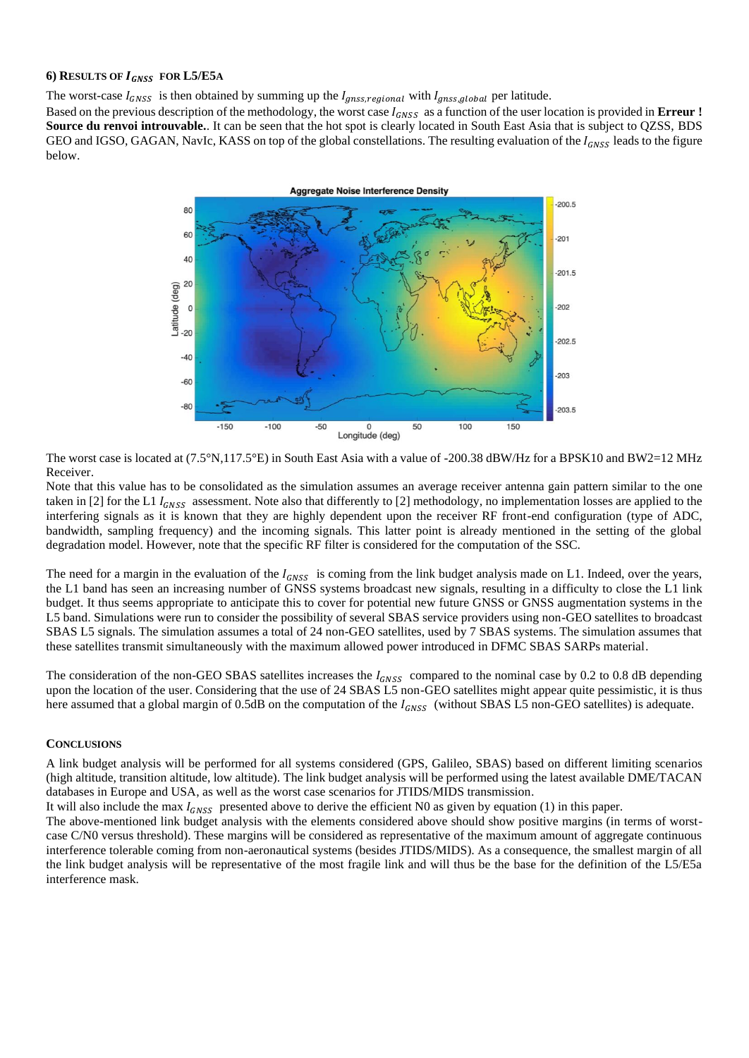### 6) RESULTS OF $I_{GNSS}$ FOR L5/E5A

The worst-case $I_{GNSS}$ is then obtained by summing up the $I_{gnss,regional}$ with $I_{gnss,global}$ per latitude.

Based on the previous description of the methodology, the worst case $I_{GNSS}$ as a function of the user location is provided in **Erreur ! Source du renvoi introuvable.**. It can be seen that the hot spot is clearly located in South East Asia that is subject to QZSS, BDS GEO and IGSO, GAGAN, NavIc, KASS on top of the global constellations. The resulting evaluation of the $I_{GNSS}$ leads to the figure below.

The worst case is located at (7.5°N,117.5°E) in South East Asia with a value of -200.38 dBW/Hz for a BPSK10 and BW2=12 MHz Receiver.

Note that this value has to be consolidated as the simulation assumes an average receiver antenna gain pattern similar to the one taken in [2] for the L1 $I_{GNSS}$ assessment. Note also that differently to [2] methodology, no implementation losses are applied to the interfering signals as it is known that they are highly dependent upon the receiver RF front-end configuration (type of ADC, bandwidth, sampling frequency) and the incoming signals. This latter point is already mentioned in the setting of the global degradation model. However, note that the specific RF filter is considered for the computation of the SSC.

The need for a margin in the evaluation of the $I_{GNSS}$ is coming from the link budget analysis made on L1. Indeed, over the years, the L1 band has seen an increasing number of GNSS systems broadcast new signals, resulting in a difficulty to close the L1 link budget. It thus seems appropriate to anticipate this to cover for potential new future GNSS or GNSS augmentation systems in the L5 band. Simulations were run to consider the possibility of several SBAS service providers using non-GEO satellites to broadcast SBAS L5 signals. The simulation assumes a total of 24 non-GEO satellites, used by 7 SBAS systems. The simulation assumes that these satellites transmit simultaneously with the maximum allowed power introduced in DFMC SBAS SARPs material.

The consideration of the non-GEO SBAS satellites increases the $I_{GNSS}$ compared to the nominal case by 0.2 to 0.8 dB depending upon the location of the user. Considering that the use of 24 SBAS L5 non-GEO satellites might appear quite pessimistic, it is thus here assumed that a global margin of 0.5dB on the computation of the $I_{GNSS}$ (without SBAS L5 non-GEO satellites) is adequate.

### CONCLUSIONS

A link budget analysis will be performed for all systems considered (GPS, Galileo, SBAS) based on different limiting scenarios (high altitude, transition altitude, low altitude). The link budget analysis will be performed using the latest available DME/TACAN databases in Europe and USA, as well as the worst case scenarios for JTIDS/MIDS transmission.

It will also include the max $I_{GNSS}$ presented above to derive the efficient N0 as given by equation (1) in this paper.

The above-mentioned link budget analysis with the elements considered above should show positive margins (in terms of worst-case C/N0 versus threshold). These margins will be considered as representative of the maximum amount of aggregate continuous interference tolerable coming from non-aeronautical systems (besides JTIDS/MIDS). As a consequence, the smallest margin of all the link budget analysis will be representative of the most fragile link and will thus be the base for the definition of the L5/E5a interference mask.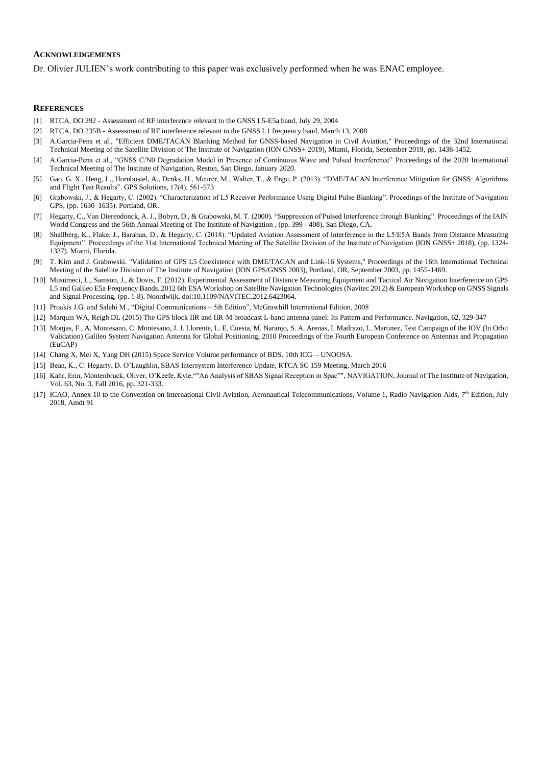## ACKNOWLEDGEMENTS

Dr. Olivier JULIEN's work contributing to this paper was exclusively performed when he was ENAC employee.

## REFERENCES

[1] RTCA, DO 292 - Assessment of RF interference relevant to the GNSS L5-E5a band, July 29, 2004

[2] RTCA, DO 235B - Assessment of RF interference relevant to the GNSS L1 frequency band, March 13, 2008

[3] A.Garcia-Pena et al., "Efficient DME/TACAN Blanking Method for GNSS-based Navigation in Civil Aviation," Proceedings of the 32nd International Technical Meeting of the Satellite Division of The Institute of Navigation (ION GNSS+ 2019), Miami, Florida, September 2019, pp. 1438-1452.

[4] A.Garcia-Pena et al., "GNSS C/N0 Degradation Model in Presence of Continuous Wave and Pulsed Interference" Proceedings of the 2020 International Technical Meeting of The Institute of Navigation, Reston, San Diego, January 2020.

[5] Gao, G. X., Heng, L., Hornbostel, A., Denks, H., Meurer, M., Walter, T., & Enge, P. (2013). "DME/TACAN Interference Mitigation for GNSS: Algorithms and Flight Test Results". GPS Solutions, 17(4), 561-573

[6] Grabowski, J., & Hegarty, C. (2002). "Characterization of L5 Receiver Performance Using Digital Pulse Blanking". Procedings of the Institute of Navigation GPS, (pp. 1630–1635). Portland, OR.

[7] Hegarty, C., Van Dierendonck, A. J., Bobyn, D., & Grabowski, M. T. (2000). "Suppression of Pulsed Interference through Blanking". Proceedings of the IAIN World Congress and the 56th Annual Meeting of The Institute of Navigation , (pp. 399 - 408). San Diego, CA.

[8] Shallberg, K., Flake, J., Baraban, D., & Hegarty, C. (2018). "Updated Aviation Assessment of Interference in the L5/E5A Bands from Distance Measuring Equipment". Proceedings of the 31st International Technical Meeting of The Satellite Division of the Institute of Navigation (ION GNSS+ 2018), (pp. 1324-1337). Miami, Florida.

[9] T. Kim and J. Grabowski. "Validation of GPS L5 Coexistence with DME/TACAN and Link-16 Systems," Proceedings of the 16th International Technical Meeting of the Satellite Division of The Institute of Navigation (ION GPS/GNSS 2003), Portland, OR, September 2003, pp. 1455-1469.

[10] Musumeci, L., Samson, J., & Dovis, F. (2012). Experimental Assessment of Distance Measuring Equipment and Tactical Air Navigation Interference on GPS L5 and Galileo E5a Frequency Bands. 2012 6th ESA Workshop on Satellite Navigation Technologies (Navitec 2012) & European Workshop on GNSS Signals and Signal Processing, (pp. 1-8). Noordwijk. doi:10.1109/NAVITEC.2012.6423064.

[11] Proakis J.G. and Salehi M., "Digital Communications – 5th Edition", McGrawhill International Edition, 2008

[12] Marquis WA, Reigh DL (2015) The GPS block IIR and IIR-M broadcast L-band antenna panel: Its Pattern and Performance. Navigation, 62, 329-347

[13] Monjas, F., A. Montesano, C. Montesano, J. J. Llorente, L. E. Cuesta, M. Naranjo, S. A. Arenas, I. Madrazo, L. Martinez, Test Campaign of the IOV (In Orbit Validation) Galileo System Navigation Antenna for Global Positioning, 2010 Proceedings of the Fourth European Conference on Antennas and Propagation (EuCAP)

[14] Chang X, Mei X, Yang DH (2015) Space Service Volume performance of BDS. 10th ICG–- UNOOSA.

[15] Bean, K., C. Hegarty, D. O'Laughlin, SBAS Intersystem Interference Update, RTCA SC 159 Meeting, March 2016

[16] Kahr, Erin, Montenbruck, Oliver, O'Keefe, Kyle,""An Analysis of SBAS Signal Reception in Spac"", NAVIGATION, Journal of The Institute of Navigation, Vol. 63, No. 3, Fall 2016, pp. 321-333.

[17] ICAO, Annex 10 to the Convention on International Civil Aviation, Aeronautical Telecommunications, Volume 1, Radio Navigation Aids, 7th Edition, July 2018, Amdt 91